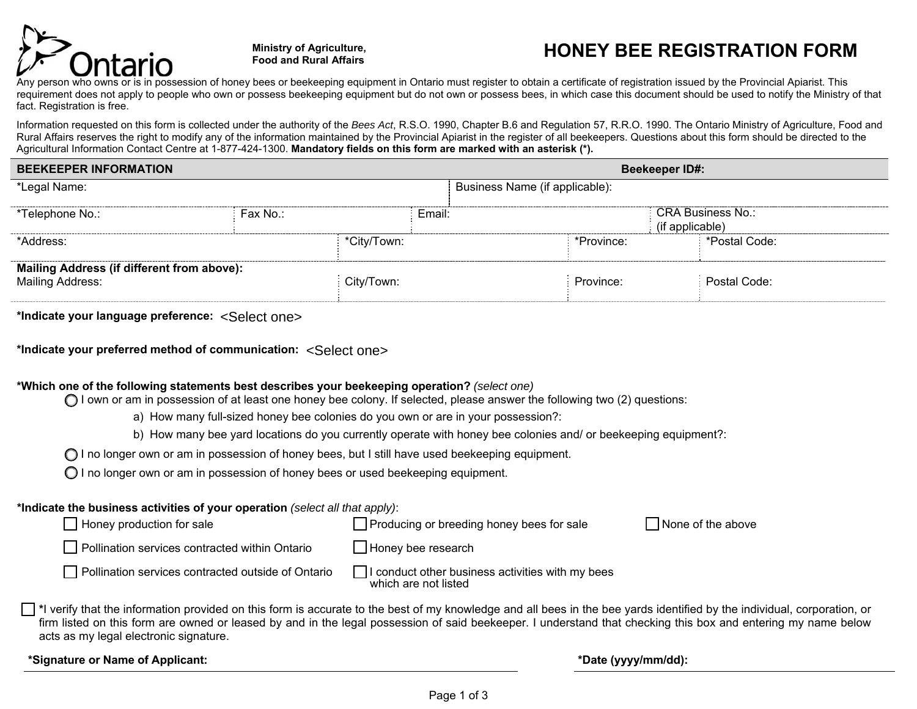Ontario

Ministry of Agriculture, Food and Rural Affairs

# HONEY BEE REGISTRATION FORM

Any person who owns or is in possession of honey bees or beekeeping equipment in Ontario must register to obtain a certificate of registration issued by the Provincial Apiarist. This requirement does not apply to people who own or possess beekeeping equipment but do not own or possess bees, in which case this document should be used to notify the Ministry of that fact. Registration is free.

Information requested on this form is collected under the authority of the *Bees Act*, R.S.O. 1990, Chapter B.6 and Regulation 57, R.R.O. 1990. The Ontario Ministry of Agriculture, Food and Rural Affairs reserves the right to modify any of the information maintained by the Provincial Apiarist in the register of all beekeepers. Questions about this form should be directed to the Agricultural Information Contact Centre at 1-877-424-1300. **Mandatory fields on this form are marked with an asterisk (*).**

## BEEKEEPER INFORMATION

**Beekeeper ID#:**

| *Legal Name: | | Business Name (if applicable): | |
|---|---|---|---|
| *Telephone No.: | Fax No.: | Email: | CRA Business No.: (if applicable) |
| *Address: | *City/Town: | *Province: | *Postal Code: |

**Mailing Address (if different from above):**

| Mailing Address: | City/Town: | Province: | Postal Code: |
|---|---|---|---|
| | | | |

**\*Indicate your language preference:** <Select one>

**\*Indicate your preferred method of communication:** <Select one>

**\*Which one of the following statements best describes your beekeeping operation?** *(select one)*

- ◯ I own or am in possession of at least one honey bee colony. If selected, please answer the following two (2) questions:
  - a) How many full-sized honey bee colonies do you own or are in your possession?:
  - b) How many bee yard locations do you currently operate with honey bee colonies and/ or beekeeping equipment?:
- ◯ I no longer own or am in possession of honey bees, but I still have used beekeeping equipment.
- ◯ I no longer own or am in possession of honey bees or used beekeeping equipment.

**\*Indicate the business activities of your operation** *(select all that apply)*:

- ☐ Honey production for sale
- ☐ Pollination services contracted within Ontario
- ☐ Pollination services contracted outside of Ontario
- ☐ Producing or breeding honey bees for sale
- ☐ Honey bee research
- ☐ I conduct other business activities with my bees which are not listed
- ☐ None of the above

☐ **\***I verify that the information provided on this form is accurate to the best of my knowledge and all bees in the bee yards identified by the individual, corporation, or firm listed on this form are owned or leased by and in the legal possession of said beekeeper. I understand that checking this box and entering my name below acts as my legal electronic signature.

**\*Signature or Name of Applicant:** \_\_\_\_\_\_\_\_\_\_\_\_\_\_\_\_\_\_\_\_ **\*Date (yyyy/mm/dd):** \_\_\_\_\_\_\_\_\_\_\_\_\_\_\_\_\_\_\_\_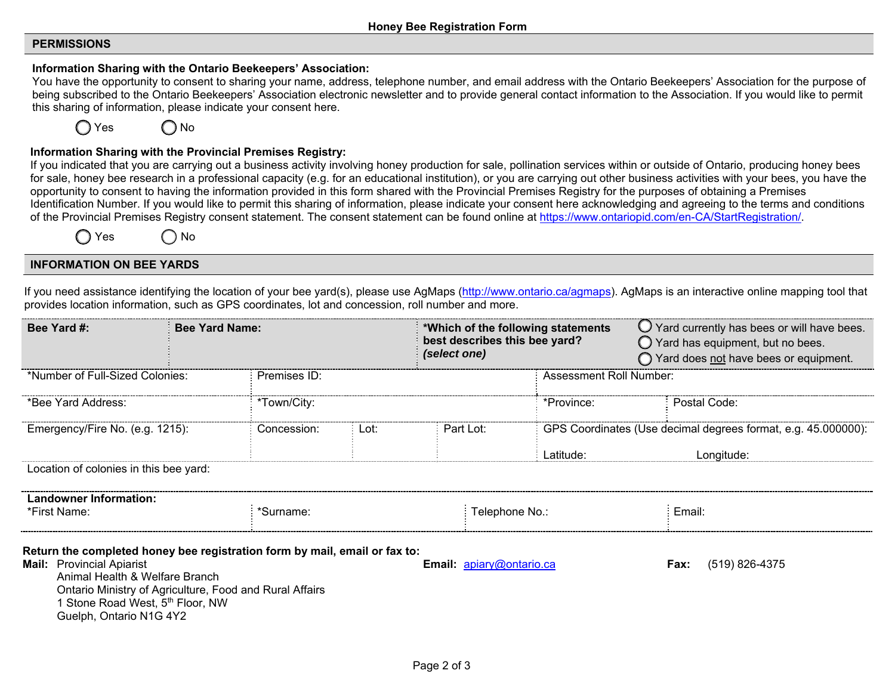**Honey Bee Registration Form**

## PERMISSIONS

**Information Sharing with the Ontario Beekeepers' Association:**
You have the opportunity to consent to sharing your name, address, telephone number, and email address with the Ontario Beekeepers' Association for the purpose of being subscribed to the Ontario Beekeepers' Association electronic newsletter and to provide general contact information to the Association. If you would like to permit this sharing of information, please indicate your consent here.

◯ Yes ◯ No

**Information Sharing with the Provincial Premises Registry:**
If you indicated that you are carrying out a business activity involving honey production for sale, pollination services within or outside of Ontario, producing honey bees for sale, honey bee research in a professional capacity (e.g. for an educational institution), or you are carrying out other business activities with your bees, you have the opportunity to consent to having the information provided in this form shared with the Provincial Premises Registry for the purposes of obtaining a Premises Identification Number. If you would like to permit this sharing of information, please indicate your consent here acknowledging and agreeing to the terms and conditions of the Provincial Premises Registry consent statement. The consent statement can be found online at https://www.ontariopid.com/en-CA/StartRegistration/.

◯ Yes ◯ No

## INFORMATION ON BEE YARDS

If you need assistance identifying the location of your bee yard(s), please use AgMaps (http://www.ontario.ca/agmaps). AgMaps is an interactive online mapping tool that provides location information, such as GPS coordinates, lot and concession, roll number and more.

| **Bee Yard #:** | **Bee Yard Name:** | **\*Which of the following statements best describes this bee yard? *(select one)*** | ◯ Yard currently has bees or will have bees.<br>◯ Yard has equipment, but no bees.<br>◯ Yard does not have bees or equipment. |
|---|---|---|---|

| *Number of Full-Sized Colonies: | Premises ID: | | | Assessment Roll Number: | |
|---|---|---|---|---|---|
| *Bee Yard Address: | *Town/City: | | | *Province: | Postal Code: |
| Emergency/Fire No. (e.g. 1215): | Concession: | Lot: | Part Lot: | GPS Coordinates (Use decimal degrees format, e.g. 45.000000):<br>Latitude: | Longitude: |
| Location of colonies in this bee yard: | | | | | |

**Landowner Information:**

| *First Name: | *Surname: | Telephone No.: | Email: |
|---|---|---|---|
| | | | |

**Return the completed honey bee registration form by mail, email or fax to:**

**Mail:** Provincial Apiarist
Animal Health & Welfare Branch
Ontario Ministry of Agriculture, Food and Rural Affairs
1 Stone Road West, 5th Floor, NW
Guelph, Ontario N1G 4Y2

**Email:** apiary@ontario.ca

**Fax:** (519) 826-4375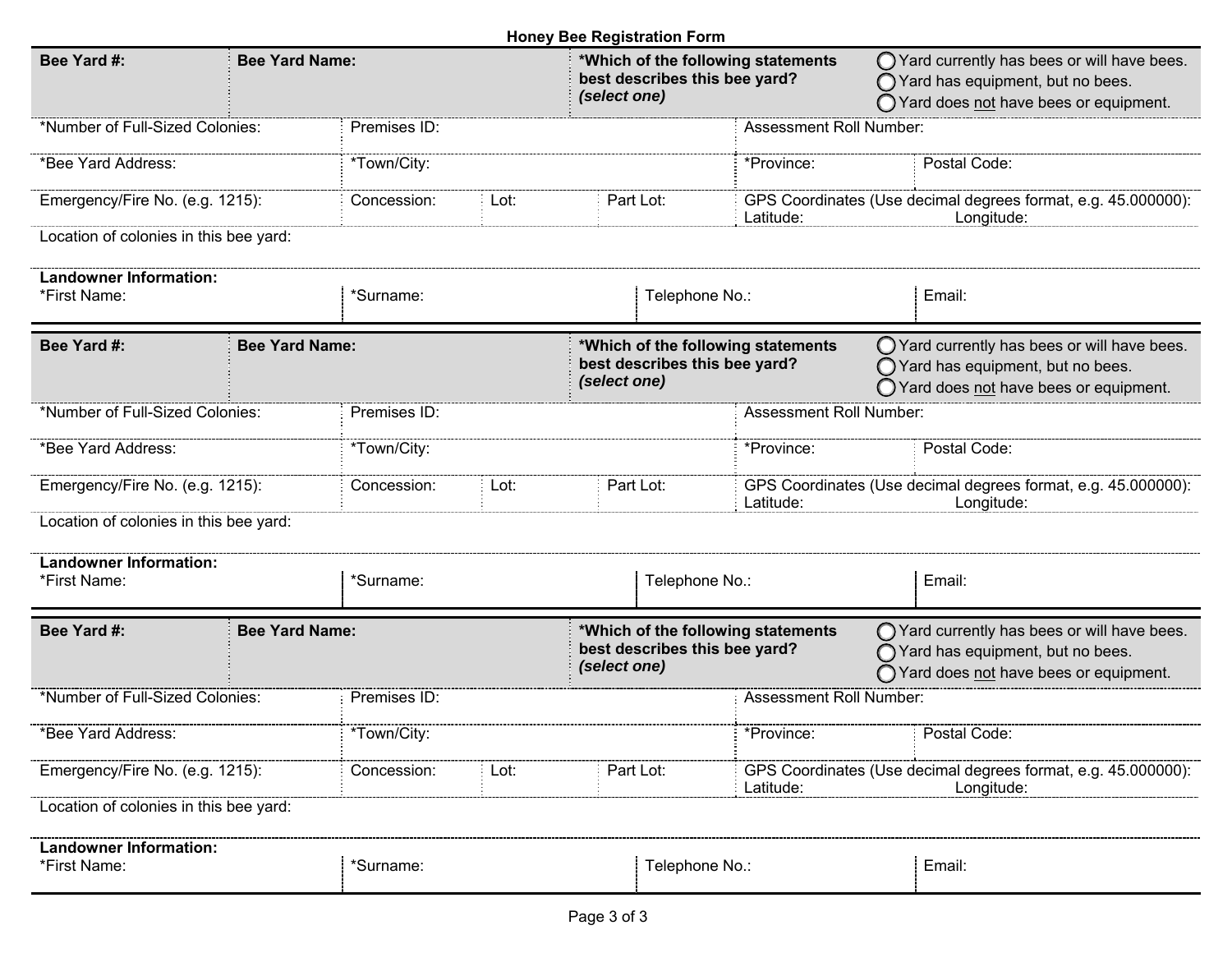## Honey Bee Registration Form

| | | | |
|---|---|---|---|
| **Bee Yard #:** | **Bee Yard Name:** | ***Which of the following statements best describes this bee yard?** ***(select one)*** | ◯ Yard currently has bees or will have bees.<br>◯ Yard has equipment, but no bees.<br>◯ Yard does not have bees or equipment. |

| | | | | | |
|---|---|---|---|---|---|
| *Number of Full-Sized Colonies: | Premises ID: | | | Assessment Roll Number: | |
| *Bee Yard Address: | *Town/City: | | | *Province: | Postal Code: |
| Emergency/Fire No. (e.g. 1215): | Concession: | Lot: | Part Lot: | GPS Coordinates (Use decimal degrees format, e.g. 45.000000):<br>Latitude: Longitude: | |

Location of colonies in this bee yard:

| | | | |
|---|---|---|---|
| **Landowner Information:**<br>*First Name: | *Surname: | Telephone No.: | Email: |

| | | | |
|---|---|---|---|
| **Bee Yard #:** | **Bee Yard Name:** | ***Which of the following statements best describes this bee yard?** ***(select one)*** | ◯ Yard currently has bees or will have bees.<br>◯ Yard has equipment, but no bees.<br>◯ Yard does not have bees or equipment. |

| | | | | | |
|---|---|---|---|---|---|
| *Number of Full-Sized Colonies: | Premises ID: | | | Assessment Roll Number: | |
| *Bee Yard Address: | *Town/City: | | | *Province: | Postal Code: |
| Emergency/Fire No. (e.g. 1215): | Concession: | Lot: | Part Lot: | GPS Coordinates (Use decimal degrees format, e.g. 45.000000):<br>Latitude: Longitude: | |

Location of colonies in this bee yard:

| | | | |
|---|---|---|---|
| **Landowner Information:**<br>*First Name: | *Surname: | Telephone No.: | Email: |

| | | | |
|---|---|---|---|
| **Bee Yard #:** | **Bee Yard Name:** | ***Which of the following statements best describes this bee yard?** ***(select one)*** | ◯ Yard currently has bees or will have bees.<br>◯ Yard has equipment, but no bees.<br>◯ Yard does not have bees or equipment. |

| | | | | | |
|---|---|---|---|---|---|
| *Number of Full-Sized Colonies: | Premises ID: | | | Assessment Roll Number: | |
| *Bee Yard Address: | *Town/City: | | | *Province: | Postal Code: |
| Emergency/Fire No. (e.g. 1215): | Concession: | Lot: | Part Lot: | GPS Coordinates (Use decimal degrees format, e.g. 45.000000):<br>Latitude: Longitude: | |

Location of colonies in this bee yard:

| | | | |
|---|---|---|---|
| **Landowner Information:**<br>*First Name: | *Surname: | Telephone No.: | Email: |